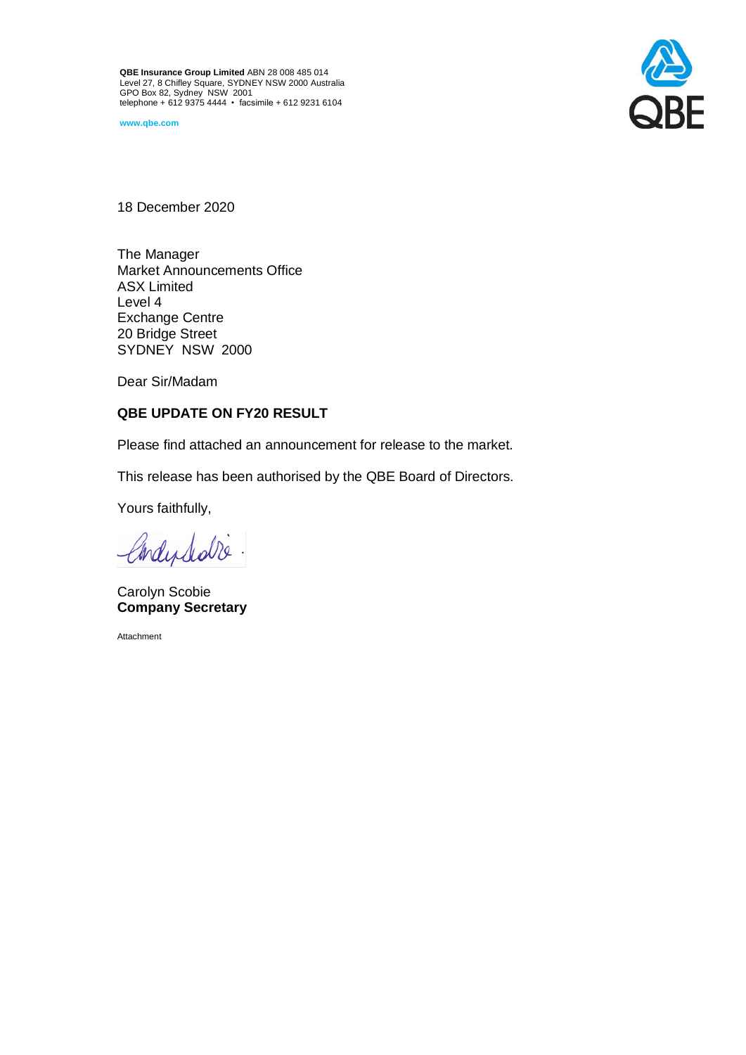**QBE Insurance Group Limited** ABN 28 008 485 014
Level 27, 8 Chifley Square, SYDNEY NSW 2000 Australia
GPO Box 82, Sydney NSW 2001
telephone + 612 9375 4444 • facsimile + 612 9231 6104

**www.qbe.com**

QBE

18 December 2020

The Manager
Market Announcements Office
ASX Limited
Level 4
Exchange Centre
20 Bridge Street
SYDNEY NSW 2000

Dear Sir/Madam

**QBE UPDATE ON FY20 RESULT**

Please find attached an announcement for release to the market.

This release has been authorised by the QBE Board of Directors.

Yours faithfully,

Carolyn Scobie
**Company Secretary**

Attachment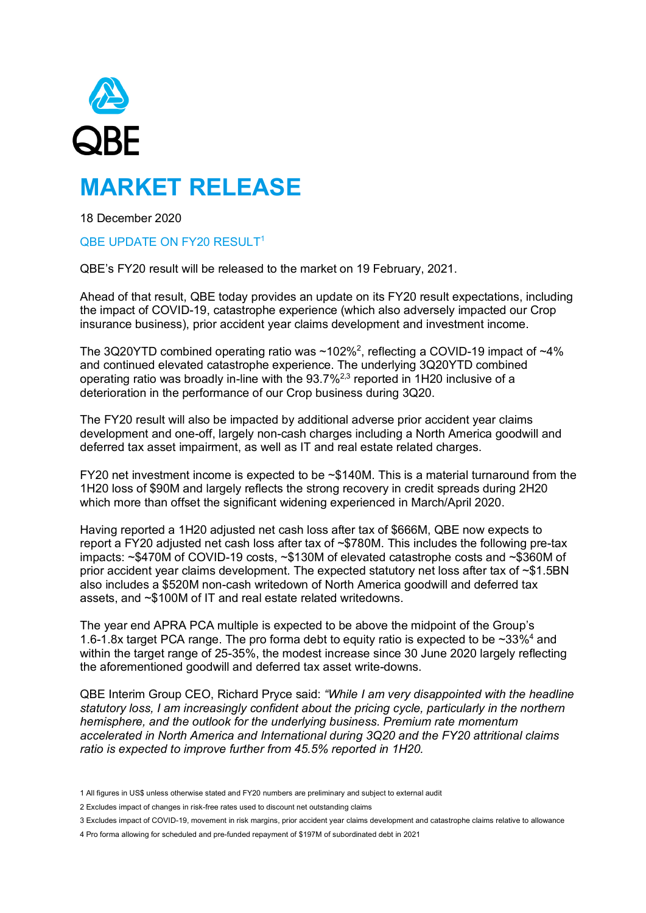QBE

# MARKET RELEASE

18 December 2020

## QBE UPDATE ON FY20 RESULT[1]

QBE's FY20 result will be released to the market on 19 February, 2021.

Ahead of that result, QBE today provides an update on its FY20 result expectations, including the impact of COVID-19, catastrophe experience (which also adversely impacted our Crop insurance business), prior accident year claims development and investment income.

The 3Q20YTD combined operating ratio was ~102%[2], reflecting a COVID-19 impact of ~4% and continued elevated catastrophe experience. The underlying 3Q20YTD combined operating ratio was broadly in-line with the 93.7%[2,3] reported in 1H20 inclusive of a deterioration in the performance of our Crop business during 3Q20.

The FY20 result will also be impacted by additional adverse prior accident year claims development and one-off, largely non-cash charges including a North America goodwill and deferred tax asset impairment, as well as IT and real estate related charges.

FY20 net investment income is expected to be ~$140M. This is a material turnaround from the 1H20 loss of $90M and largely reflects the strong recovery in credit spreads during 2H20 which more than offset the significant widening experienced in March/April 2020.

Having reported a 1H20 adjusted net cash loss after tax of $666M, QBE now expects to report a FY20 adjusted net cash loss after tax of ~$780M. This includes the following pre-tax impacts: ~$470M of COVID-19 costs, ~$130M of elevated catastrophe costs and ~$360M of prior accident year claims development. The expected statutory net loss after tax of ~$1.5BN also includes a $520M non-cash writedown of North America goodwill and deferred tax assets, and ~$100M of IT and real estate related writedowns.

The year end APRA PCA multiple is expected to be above the midpoint of the Group's 1.6-1.8x target PCA range. The pro forma debt to equity ratio is expected to be ~33%[4] and within the target range of 25-35%, the modest increase since 30 June 2020 largely reflecting the aforementioned goodwill and deferred tax asset write-downs.

QBE Interim Group CEO, Richard Pryce said: *"While I am very disappointed with the headline statutory loss, I am increasingly confident about the pricing cycle, particularly in the northern hemisphere, and the outlook for the underlying business. Premium rate momentum accelerated in North America and International during 3Q20 and the FY20 attritional claims ratio is expected to improve further from 45.5% reported in 1H20.*

1 All figures in US$ unless otherwise stated and FY20 numbers are preliminary and subject to external audit

2 Excludes impact of changes in risk-free rates used to discount net outstanding claims

3 Excludes impact of COVID-19, movement in risk margins, prior accident year claims development and catastrophe claims relative to allowance

4 Pro forma allowing for scheduled and pre-funded repayment of $197M of subordinated debt in 2021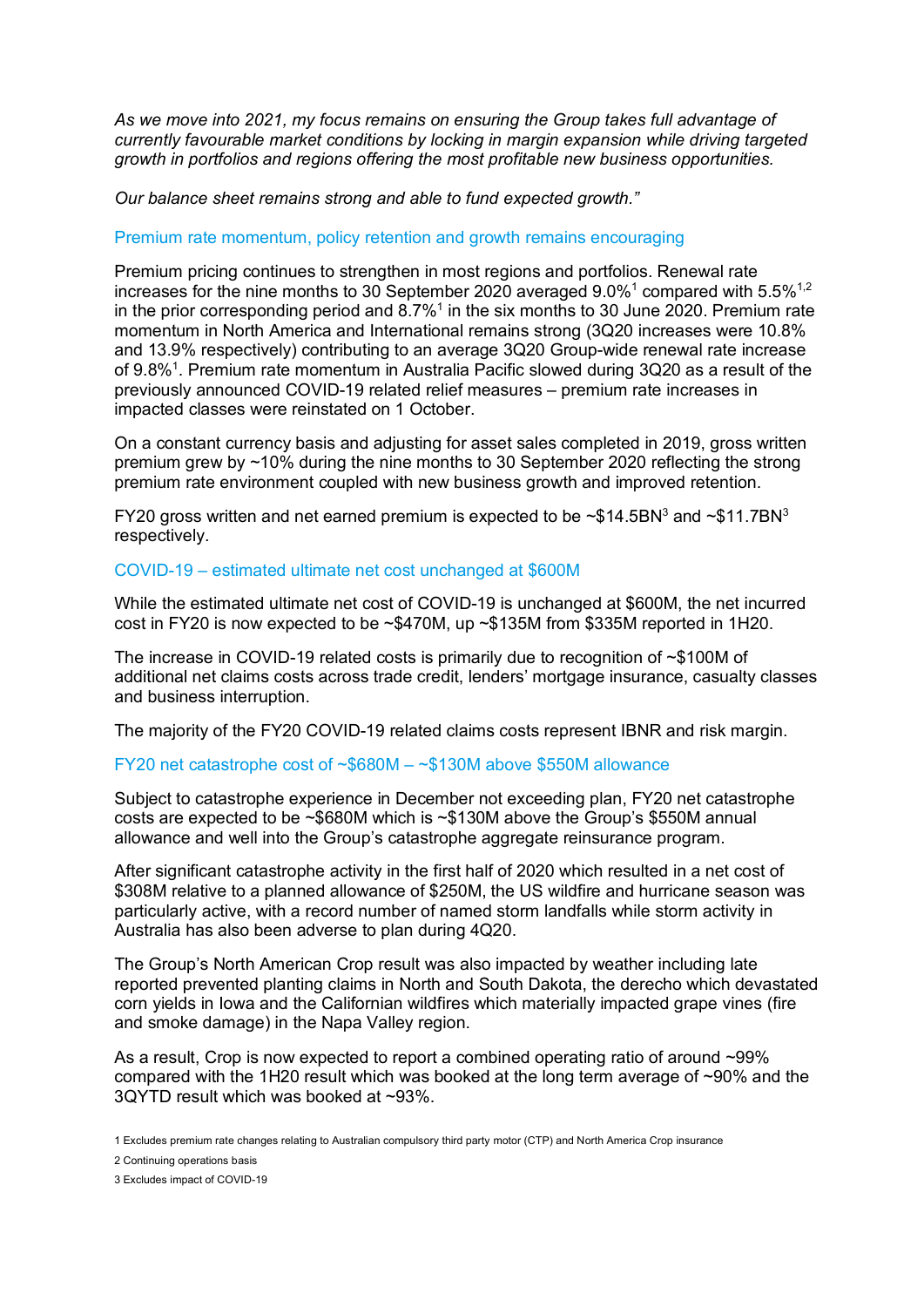*As we move into 2021, my focus remains on ensuring the Group takes full advantage of currently favourable market conditions by locking in margin expansion while driving targeted growth in portfolios and regions offering the most profitable new business opportunities.*

*Our balance sheet remains strong and able to fund expected growth."*

## Premium rate momentum, policy retention and growth remains encouraging

Premium pricing continues to strengthen in most regions and portfolios. Renewal rate increases for the nine months to 30 September 2020 averaged 9.0%[1] compared with 5.5%[1,2] in the prior corresponding period and 8.7%[1] in the six months to 30 June 2020. Premium rate momentum in North America and International remains strong (3Q20 increases were 10.8% and 13.9% respectively) contributing to an average 3Q20 Group-wide renewal rate increase of 9.8%[1]. Premium rate momentum in Australia Pacific slowed during 3Q20 as a result of the previously announced COVID-19 related relief measures – premium rate increases in impacted classes were reinstated on 1 October.

On a constant currency basis and adjusting for asset sales completed in 2019, gross written premium grew by ~10% during the nine months to 30 September 2020 reflecting the strong premium rate environment coupled with new business growth and improved retention.

FY20 gross written and net earned premium is expected to be ~$14.5BN[3] and ~$11.7BN[3] respectively.

## COVID-19 – estimated ultimate net cost unchanged at $600M

While the estimated ultimate net cost of COVID-19 is unchanged at $600M, the net incurred cost in FY20 is now expected to be ~$470M, up ~$135M from $335M reported in 1H20.

The increase in COVID-19 related costs is primarily due to recognition of ~$100M of additional net claims costs across trade credit, lenders' mortgage insurance, casualty classes and business interruption.

The majority of the FY20 COVID-19 related claims costs represent IBNR and risk margin.

## FY20 net catastrophe cost of ~$680M – ~$130M above $550M allowance

Subject to catastrophe experience in December not exceeding plan, FY20 net catastrophe costs are expected to be ~$680M which is ~$130M above the Group's $550M annual allowance and well into the Group's catastrophe aggregate reinsurance program.

After significant catastrophe activity in the first half of 2020 which resulted in a net cost of $308M relative to a planned allowance of $250M, the US wildfire and hurricane season was particularly active, with a record number of named storm landfalls while storm activity in Australia has also been adverse to plan during 4Q20.

The Group's North American Crop result was also impacted by weather including late reported prevented planting claims in North and South Dakota, the derecho which devastated corn yields in Iowa and the Californian wildfires which materially impacted grape vines (fire and smoke damage) in the Napa Valley region.

As a result, Crop is now expected to report a combined operating ratio of around ~99% compared with the 1H20 result which was booked at the long term average of ~90% and the 3QYTD result which was booked at ~93%.

1 Excludes premium rate changes relating to Australian compulsory third party motor (CTP) and North America Crop insurance

2 Continuing operations basis

3 Excludes impact of COVID-19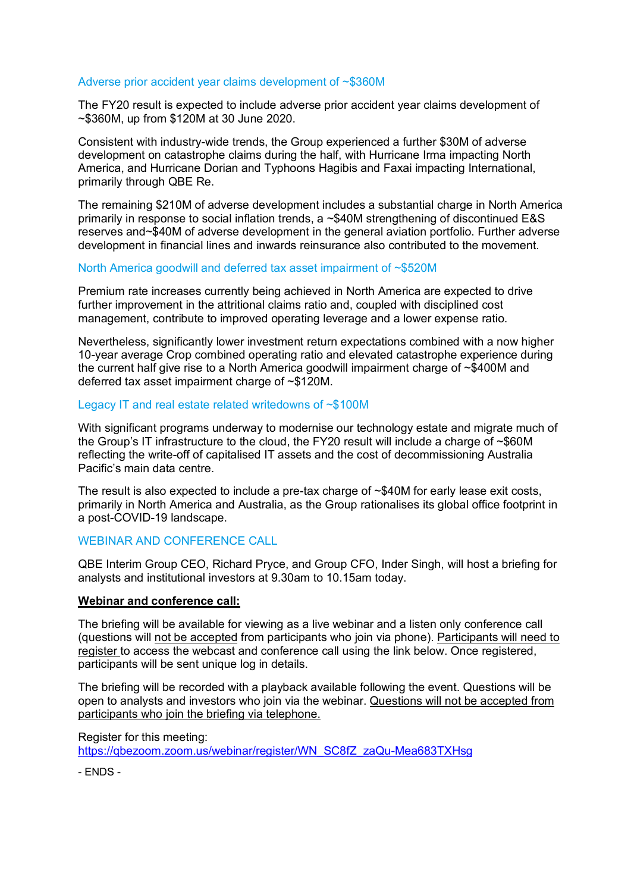### Adverse prior accident year claims development of ~$360M

The FY20 result is expected to include adverse prior accident year claims development of ~$360M, up from $120M at 30 June 2020.

Consistent with industry-wide trends, the Group experienced a further $30M of adverse development on catastrophe claims during the half, with Hurricane Irma impacting North America, and Hurricane Dorian and Typhoons Hagibis and Faxai impacting International, primarily through QBE Re.

The remaining $210M of adverse development includes a substantial charge in North America primarily in response to social inflation trends, a ~$40M strengthening of discontinued E&S reserves and~$40M of adverse development in the general aviation portfolio. Further adverse development in financial lines and inwards reinsurance also contributed to the movement.

### North America goodwill and deferred tax asset impairment of ~$520M

Premium rate increases currently being achieved in North America are expected to drive further improvement in the attritional claims ratio and, coupled with disciplined cost management, contribute to improved operating leverage and a lower expense ratio.

Nevertheless, significantly lower investment return expectations combined with a now higher 10-year average Crop combined operating ratio and elevated catastrophe experience during the current half give rise to a North America goodwill impairment charge of ~$400M and deferred tax asset impairment charge of ~$120M.

### Legacy IT and real estate related writedowns of ~$100M

With significant programs underway to modernise our technology estate and migrate much of the Group's IT infrastructure to the cloud, the FY20 result will include a charge of ~$60M reflecting the write-off of capitalised IT assets and the cost of decommissioning Australia Pacific's main data centre.

The result is also expected to include a pre-tax charge of ~$40M for early lease exit costs, primarily in North America and Australia, as the Group rationalises its global office footprint in a post-COVID-19 landscape.

## WEBINAR AND CONFERENCE CALL

QBE Interim Group CEO, Richard Pryce, and Group CFO, Inder Singh, will host a briefing for analysts and institutional investors at 9.30am to 10.15am today.

**Webinar and conference call:**

The briefing will be available for viewing as a live webinar and a listen only conference call (questions will not be accepted from participants who join via phone). Participants will need to register to access the webcast and conference call using the link below. Once registered, participants will be sent unique log in details.

The briefing will be recorded with a playback available following the event. Questions will be open to analysts and investors who join via the webinar. Questions will not be accepted from participants who join the briefing via telephone.

Register for this meeting:
https://qbezoom.zoom.us/webinar/register/WN_SC8fZ_zaQu-Mea683TXHsg

- ENDS -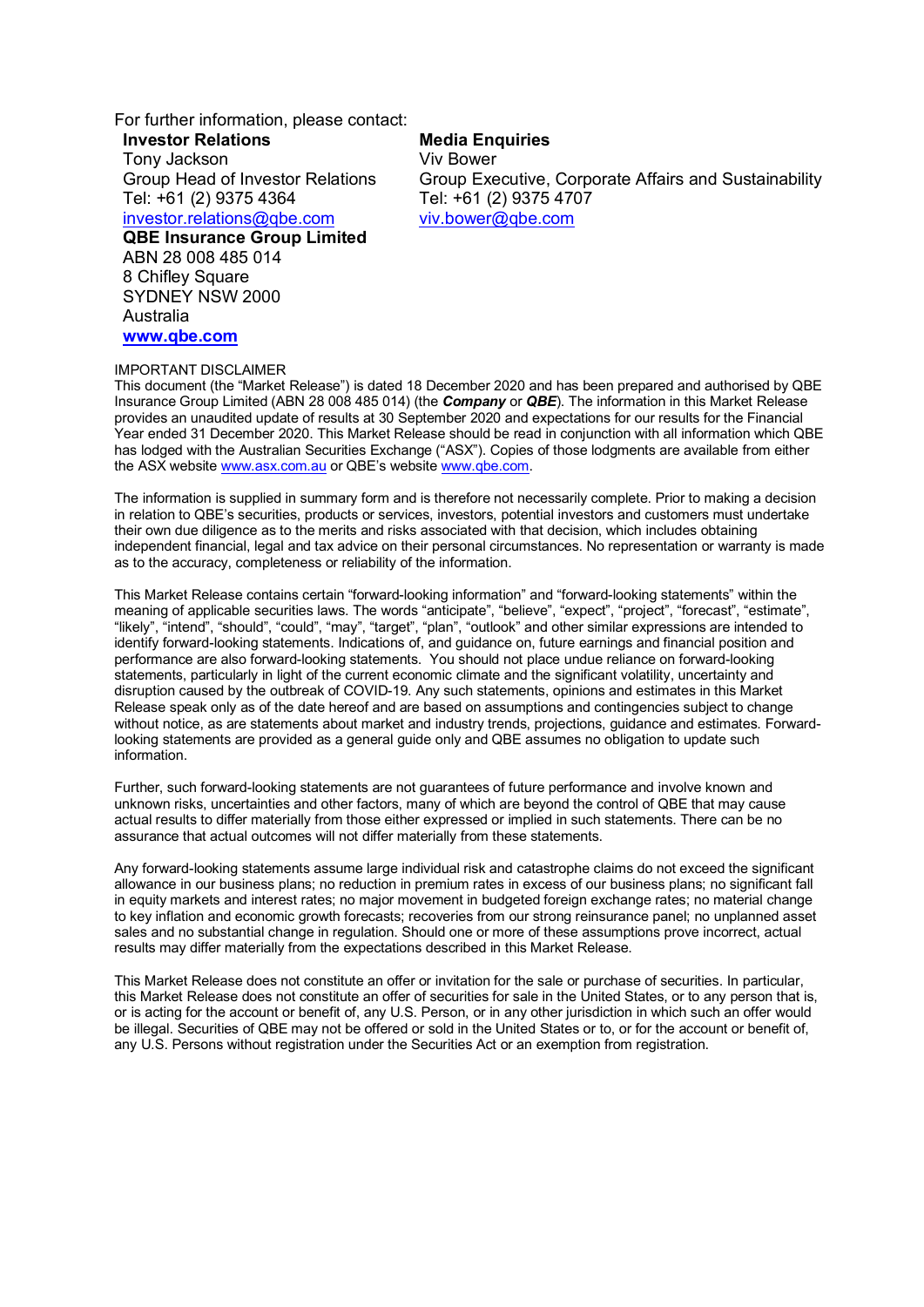For further information, please contact:

**Investor Relations**
Tony Jackson
Group Head of Investor Relations
Tel: +61 (2) 9375 4364
investor.relations@qbe.com

**Media Enquiries**
Viv Bower
Group Executive, Corporate Affairs and Sustainability
Tel: +61 (2) 9375 4707
viv.bower@qbe.com

**QBE Insurance Group Limited**
ABN 28 008 485 014
8 Chifley Square
SYDNEY NSW 2000
Australia
**www.qbe.com**

IMPORTANT DISCLAIMER

This document (the "Market Release") is dated 18 December 2020 and has been prepared and authorised by QBE Insurance Group Limited (ABN 28 008 485 014) (the ***Company*** or ***QBE***). The information in this Market Release provides an unaudited update of results at 30 September 2020 and expectations for our results for the Financial Year ended 31 December 2020. This Market Release should be read in conjunction with all information which QBE has lodged with the Australian Securities Exchange ("ASX"). Copies of those lodgments are available from either the ASX website www.asx.com.au or QBE's website www.qbe.com.

The information is supplied in summary form and is therefore not necessarily complete. Prior to making a decision in relation to QBE's securities, products or services, investors, potential investors and customers must undertake their own due diligence as to the merits and risks associated with that decision, which includes obtaining independent financial, legal and tax advice on their personal circumstances. No representation or warranty is made as to the accuracy, completeness or reliability of the information.

This Market Release contains certain "forward-looking information" and "forward-looking statements" within the meaning of applicable securities laws. The words "anticipate", "believe", "expect", "project", "forecast", "estimate", "likely", "intend", "should", "could", "may", "target", "plan", "outlook" and other similar expressions are intended to identify forward-looking statements. Indications of, and guidance on, future earnings and financial position and performance are also forward-looking statements. You should not place undue reliance on forward-looking statements, particularly in light of the current economic climate and the significant volatility, uncertainty and disruption caused by the outbreak of COVID-19. Any such statements, opinions and estimates in this Market Release speak only as of the date hereof and are based on assumptions and contingencies subject to change without notice, as are statements about market and industry trends, projections, guidance and estimates. Forward-looking statements are provided as a general guide only and QBE assumes no obligation to update such information.

Further, such forward-looking statements are not guarantees of future performance and involve known and unknown risks, uncertainties and other factors, many of which are beyond the control of QBE that may cause actual results to differ materially from those either expressed or implied in such statements. There can be no assurance that actual outcomes will not differ materially from these statements.

Any forward-looking statements assume large individual risk and catastrophe claims do not exceed the significant allowance in our business plans; no reduction in premium rates in excess of our business plans; no significant fall in equity markets and interest rates; no major movement in budgeted foreign exchange rates; no material change to key inflation and economic growth forecasts; recoveries from our strong reinsurance panel; no unplanned asset sales and no substantial change in regulation. Should one or more of these assumptions prove incorrect, actual results may differ materially from the expectations described in this Market Release.

This Market Release does not constitute an offer or invitation for the sale or purchase of securities. In particular, this Market Release does not constitute an offer of securities for sale in the United States, or to any person that is, or is acting for the account or benefit of, any U.S. Person, or in any other jurisdiction in which such an offer would be illegal. Securities of QBE may not be offered or sold in the United States or to, or for the account or benefit of, any U.S. Persons without registration under the Securities Act or an exemption from registration.